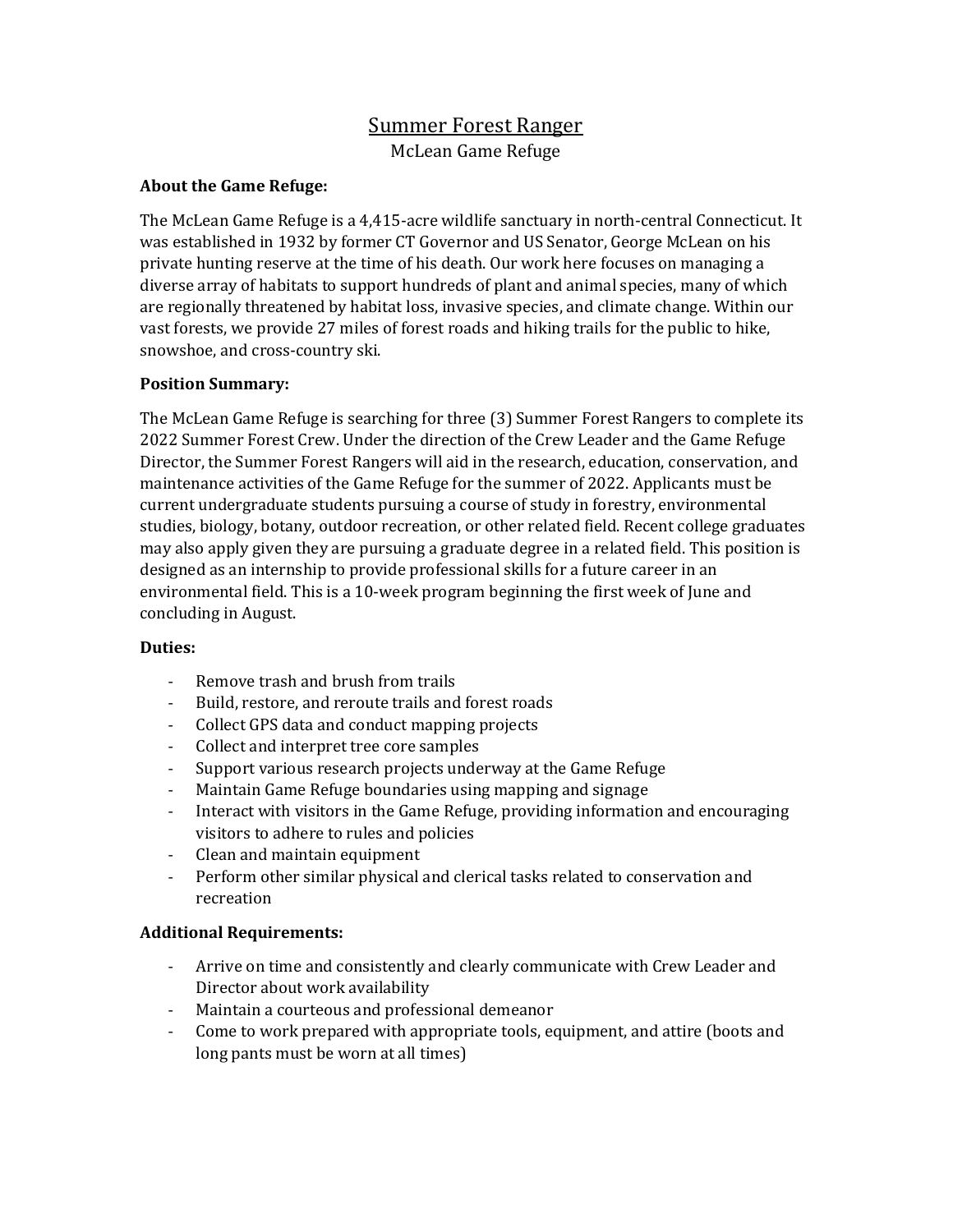# Summer Forest Ranger

McLean Game Refuge

**About the Game Refuge:**

The McLean Game Refuge is a 4,415-acre wildlife sanctuary in north-central Connecticut. It was established in 1932 by former CT Governor and US Senator, George McLean on his private hunting reserve at the time of his death. Our work here focuses on managing a diverse array of habitats to support hundreds of plant and animal species, many of which are regionally threatened by habitat loss, invasive species, and climate change. Within our vast forests, we provide 27 miles of forest roads and hiking trails for the public to hike, snowshoe, and cross-country ski.

**Position Summary:**

The McLean Game Refuge is searching for three (3) Summer Forest Rangers to complete its 2022 Summer Forest Crew. Under the direction of the Crew Leader and the Game Refuge Director, the Summer Forest Rangers will aid in the research, education, conservation, and maintenance activities of the Game Refuge for the summer of 2022. Applicants must be current undergraduate students pursuing a course of study in forestry, environmental studies, biology, botany, outdoor recreation, or other related field. Recent college graduates may also apply given they are pursuing a graduate degree in a related field. This position is designed as an internship to provide professional skills for a future career in an environmental field. This is a 10-week program beginning the first week of June and concluding in August.

**Duties:**

- Remove trash and brush from trails
- Build, restore, and reroute trails and forest roads
- Collect GPS data and conduct mapping projects
- Collect and interpret tree core samples
- Support various research projects underway at the Game Refuge
- Maintain Game Refuge boundaries using mapping and signage
- Interact with visitors in the Game Refuge, providing information and encouraging visitors to adhere to rules and policies
- Clean and maintain equipment
- Perform other similar physical and clerical tasks related to conservation and recreation

**Additional Requirements:**

- Arrive on time and consistently and clearly communicate with Crew Leader and Director about work availability
- Maintain a courteous and professional demeanor
- Come to work prepared with appropriate tools, equipment, and attire (boots and long pants must be worn at all times)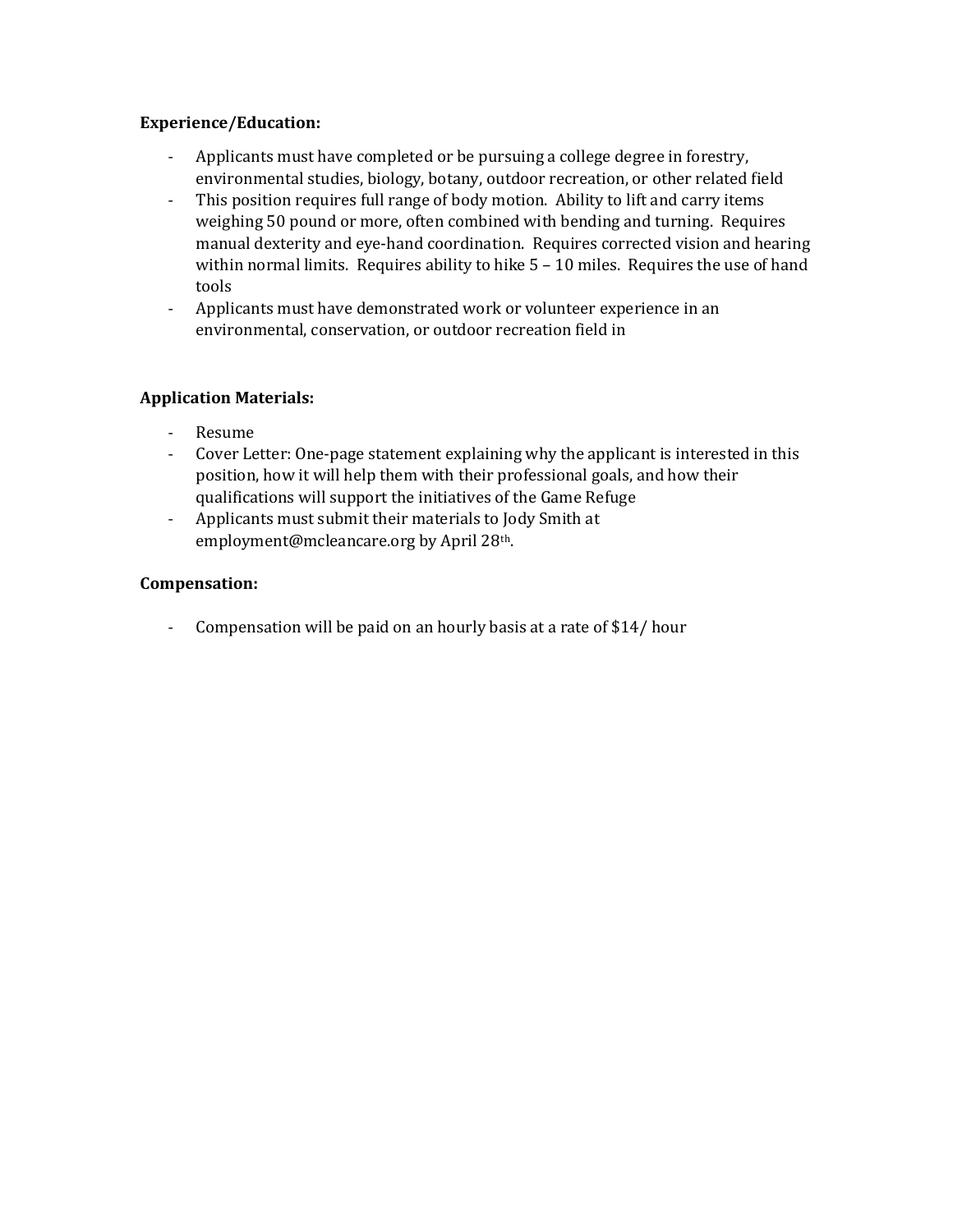**Experience/Education:**

- Applicants must have completed or be pursuing a college degree in forestry, environmental studies, biology, botany, outdoor recreation, or other related field
- This position requires full range of body motion. Ability to lift and carry items weighing 50 pound or more, often combined with bending and turning. Requires manual dexterity and eye-hand coordination. Requires corrected vision and hearing within normal limits. Requires ability to hike 5 – 10 miles. Requires the use of hand tools
- Applicants must have demonstrated work or volunteer experience in an environmental, conservation, or outdoor recreation field in

**Application Materials:**

- Resume
- Cover Letter: One-page statement explaining why the applicant is interested in this position, how it will help them with their professional goals, and how their qualifications will support the initiatives of the Game Refuge
- Applicants must submit their materials to Jody Smith at employment@mcleancare.org by April 28th.

**Compensation:**

- Compensation will be paid on an hourly basis at a rate of $14/ hour